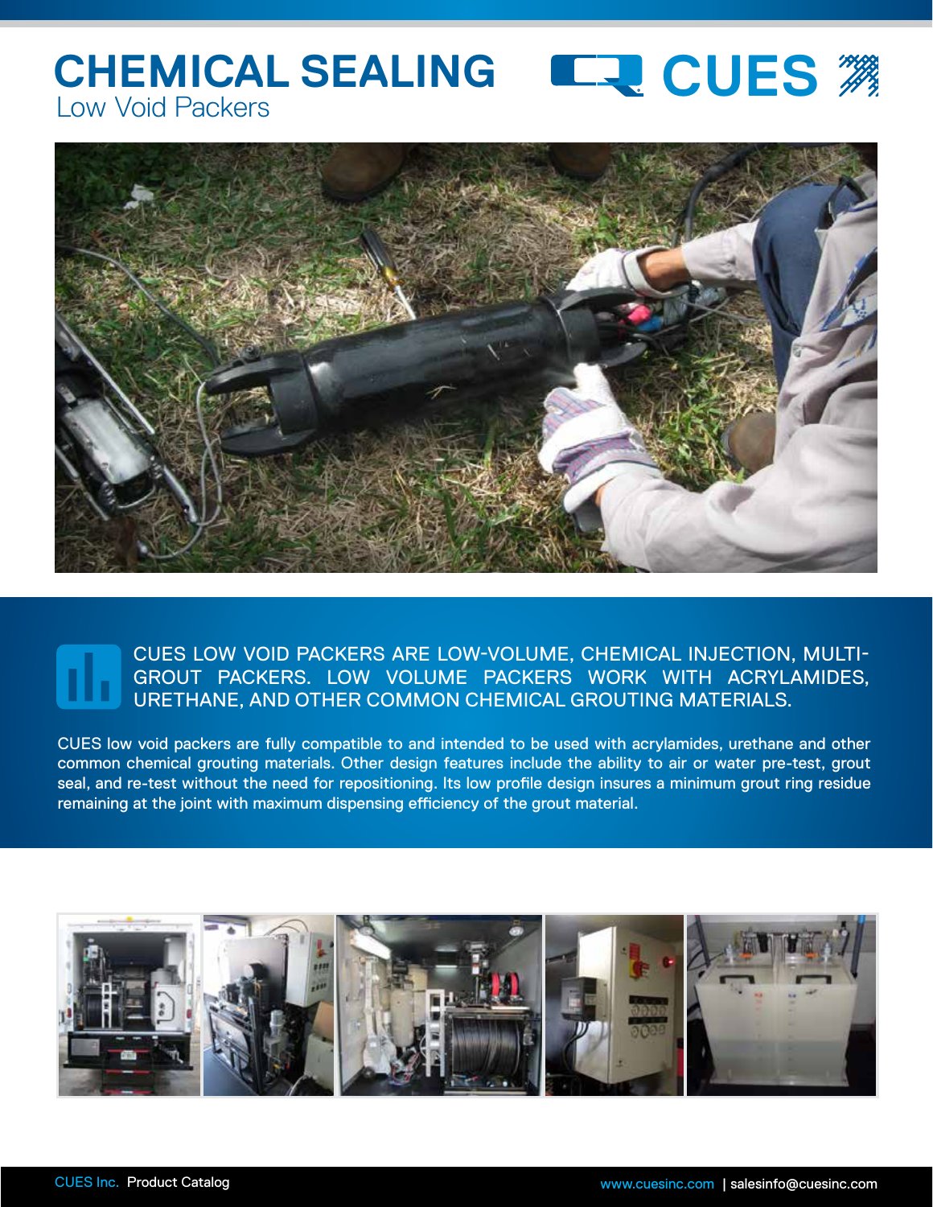# CHEMICAL SEALING

## Low Void Packers

CUES LOW VOID PACKERS ARE LOW-VOLUME, CHEMICAL INJECTION, MULTI-GROUT PACKERS. LOW VOLUME PACKERS WORK WITH ACRYLAMIDES, URETHANE, AND OTHER COMMON CHEMICAL GROUTING MATERIALS.

CUES low void packers are fully compatible to and intended to be used with acrylamides, urethane and other common chemical grouting materials. Other design features include the ability to air or water pre-test, grout seal, and re-test without the need for repositioning. Its low profile design insures a minimum grout ring residue remaining at the joint with maximum dispensing efficiency of the grout material.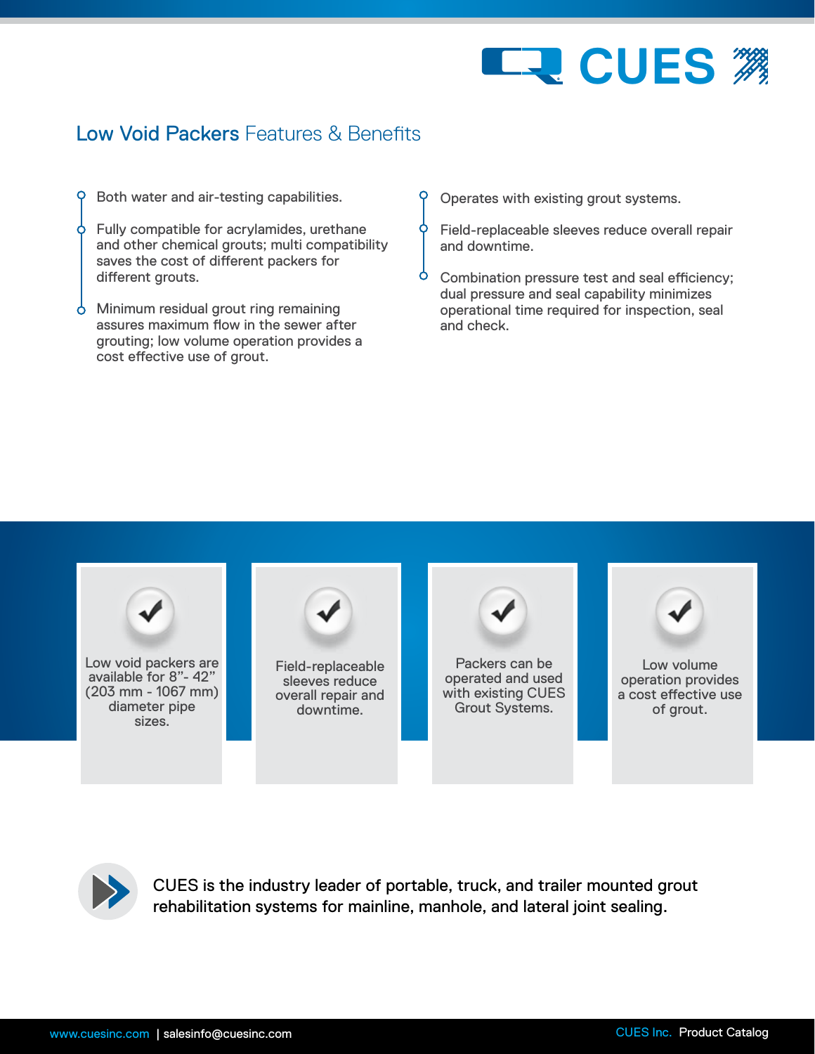## Low Void Packers Features & Benefits

- Both water and air-testing capabilities.
- Fully compatible for acrylamides, urethane and other chemical grouts; multi compatibility saves the cost of different packers for different grouts.
- Minimum residual grout ring remaining assures maximum flow in the sewer after grouting; low volume operation provides a cost effective use of grout.
- Operates with existing grout systems.
- Field-replaceable sleeves reduce overall repair and downtime.
- Combination pressure test and seal efficiency; dual pressure and seal capability minimizes operational time required for inspection, seal and check.

- Low void packers are available for 8”- 42” (203 mm - 1067 mm) diameter pipe sizes.
- Field-replaceable sleeves reduce overall repair and downtime.
- Packers can be operated and used with existing CUES Grout Systems.
- Low volume operation provides a cost effective use of grout.

CUES is the industry leader of portable, truck, and trailer mounted grout rehabilitation systems for mainline, manhole, and lateral joint sealing.

www.cuesinc.com | salesinfo@cuesinc.com